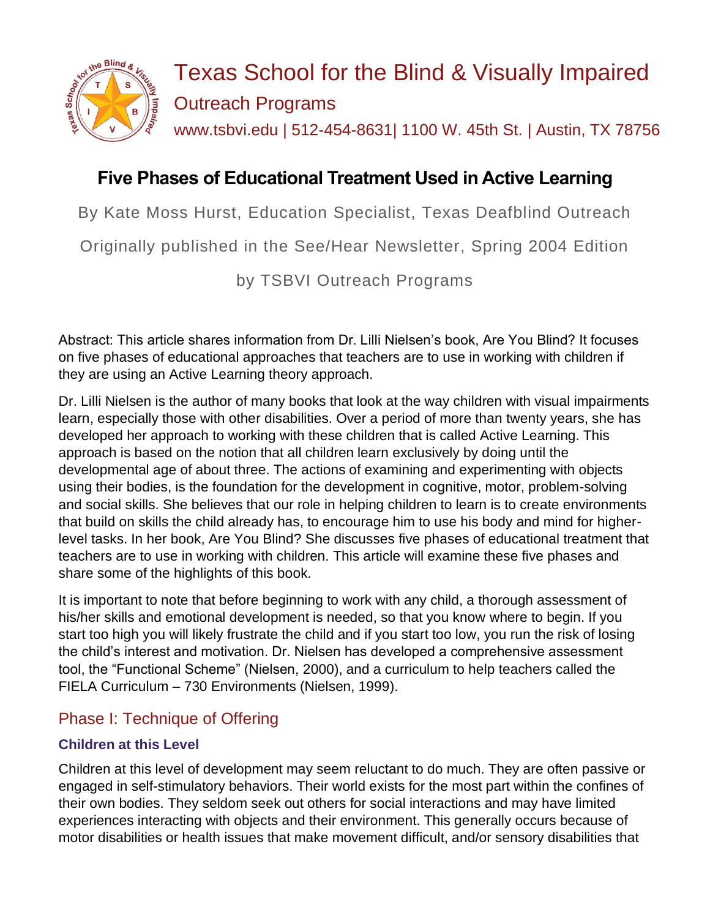# Texas School for the Blind & Visually Impaired

Outreach Programs

www.tsbvi.edu | 512-454-8631| 1100 W. 45th St. | Austin, TX 78756

## Five Phases of Educational Treatment Used in Active Learning

By Kate Moss Hurst, Education Specialist, Texas Deafblind Outreach

Originally published in the See/Hear Newsletter, Spring 2004 Edition

by TSBVI Outreach Programs

Abstract: This article shares information from Dr. Lilli Nielsen's book, Are You Blind? It focuses on five phases of educational approaches that teachers are to use in working with children if they are using an Active Learning theory approach.

Dr. Lilli Nielsen is the author of many books that look at the way children with visual impairments learn, especially those with other disabilities. Over a period of more than twenty years, she has developed her approach to working with these children that is called Active Learning. This approach is based on the notion that all children learn exclusively by doing until the developmental age of about three. The actions of examining and experimenting with objects using their bodies, is the foundation for the development in cognitive, motor, problem-solving and social skills. She believes that our role in helping children to learn is to create environments that build on skills the child already has, to encourage him to use his body and mind for higher-level tasks. In her book, Are You Blind? She discusses five phases of educational treatment that teachers are to use in working with children. This article will examine these five phases and share some of the highlights of this book.

It is important to note that before beginning to work with any child, a thorough assessment of his/her skills and emotional development is needed, so that you know where to begin. If you start too high you will likely frustrate the child and if you start too low, you run the risk of losing the child's interest and motivation. Dr. Nielsen has developed a comprehensive assessment tool, the "Functional Scheme" (Nielsen, 2000), and a curriculum to help teachers called the FIELA Curriculum – 730 Environments (Nielsen, 1999).

## Phase I: Technique of Offering

### Children at this Level

Children at this level of development may seem reluctant to do much. They are often passive or engaged in self-stimulatory behaviors. Their world exists for the most part within the confines of their own bodies. They seldom seek out others for social interactions and may have limited experiences interacting with objects and their environment. This generally occurs because of motor disabilities or health issues that make movement difficult, and/or sensory disabilities that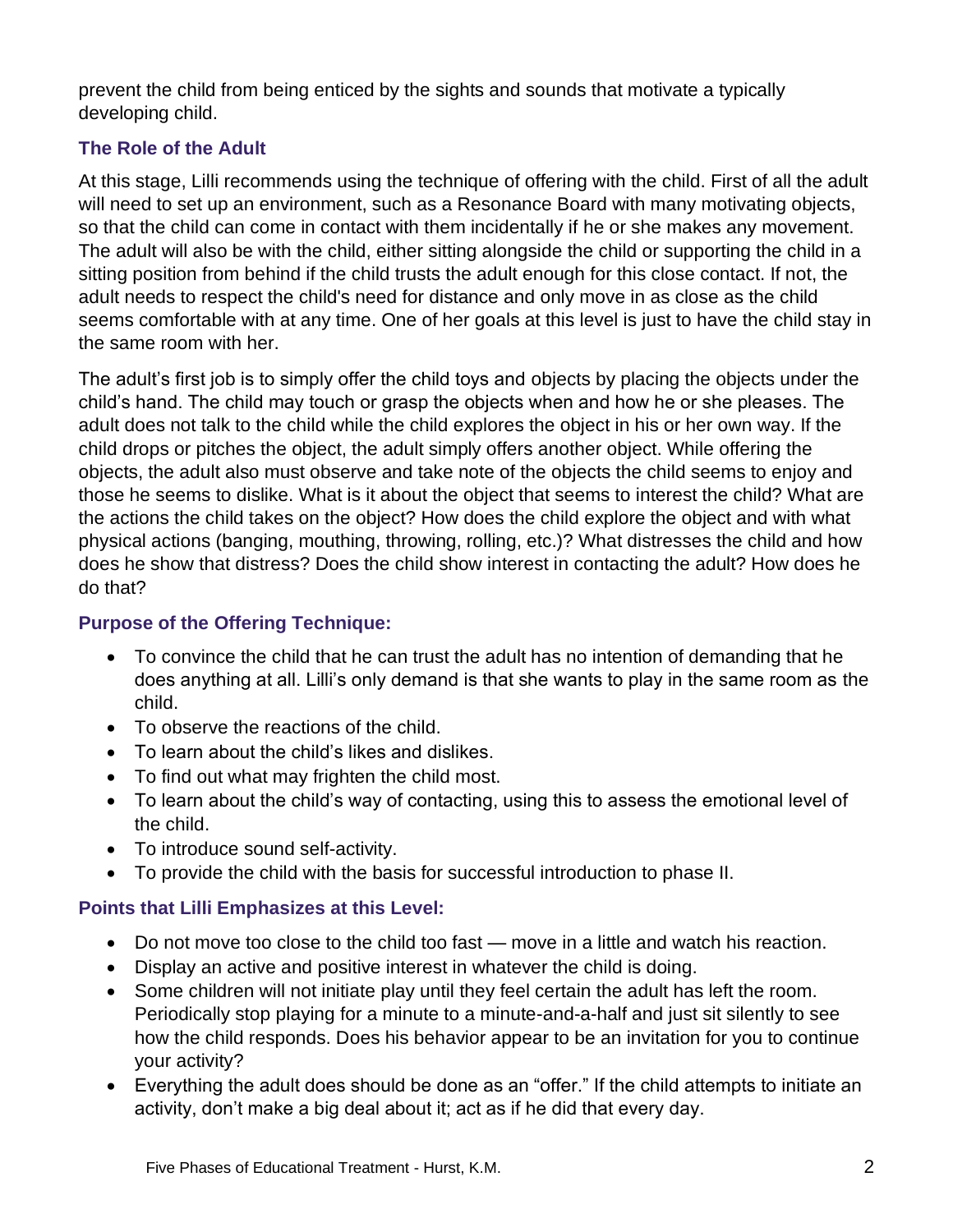prevent the child from being enticed by the sights and sounds that motivate a typically developing child.

### The Role of the Adult

At this stage, Lilli recommends using the technique of offering with the child. First of all the adult will need to set up an environment, such as a Resonance Board with many motivating objects, so that the child can come in contact with them incidentally if he or she makes any movement. The adult will also be with the child, either sitting alongside the child or supporting the child in a sitting position from behind if the child trusts the adult enough for this close contact. If not, the adult needs to respect the child's need for distance and only move in as close as the child seems comfortable with at any time. One of her goals at this level is just to have the child stay in the same room with her.

The adult's first job is to simply offer the child toys and objects by placing the objects under the child's hand. The child may touch or grasp the objects when and how he or she pleases. The adult does not talk to the child while the child explores the object in his or her own way. If the child drops or pitches the object, the adult simply offers another object. While offering the objects, the adult also must observe and take note of the objects the child seems to enjoy and those he seems to dislike. What is it about the object that seems to interest the child? What are the actions the child takes on the object? How does the child explore the object and with what physical actions (banging, mouthing, throwing, rolling, etc.)? What distresses the child and how does he show that distress? Does the child show interest in contacting the adult? How does he do that?

### Purpose of the Offering Technique:

- To convince the child that he can trust the adult has no intention of demanding that he does anything at all. Lilli's only demand is that she wants to play in the same room as the child.
- To observe the reactions of the child.
- To learn about the child's likes and dislikes.
- To find out what may frighten the child most.
- To learn about the child's way of contacting, using this to assess the emotional level of the child.
- To introduce sound self-activity.
- To provide the child with the basis for successful introduction to phase II.

### Points that Lilli Emphasizes at this Level:

- Do not move too close to the child too fast — move in a little and watch his reaction.
- Display an active and positive interest in whatever the child is doing.
- Some children will not initiate play until they feel certain the adult has left the room. Periodically stop playing for a minute to a minute-and-a-half and just sit silently to see how the child responds. Does his behavior appear to be an invitation for you to continue your activity?
- Everything the adult does should be done as an "offer." If the child attempts to initiate an activity, don't make a big deal about it; act as if he did that every day.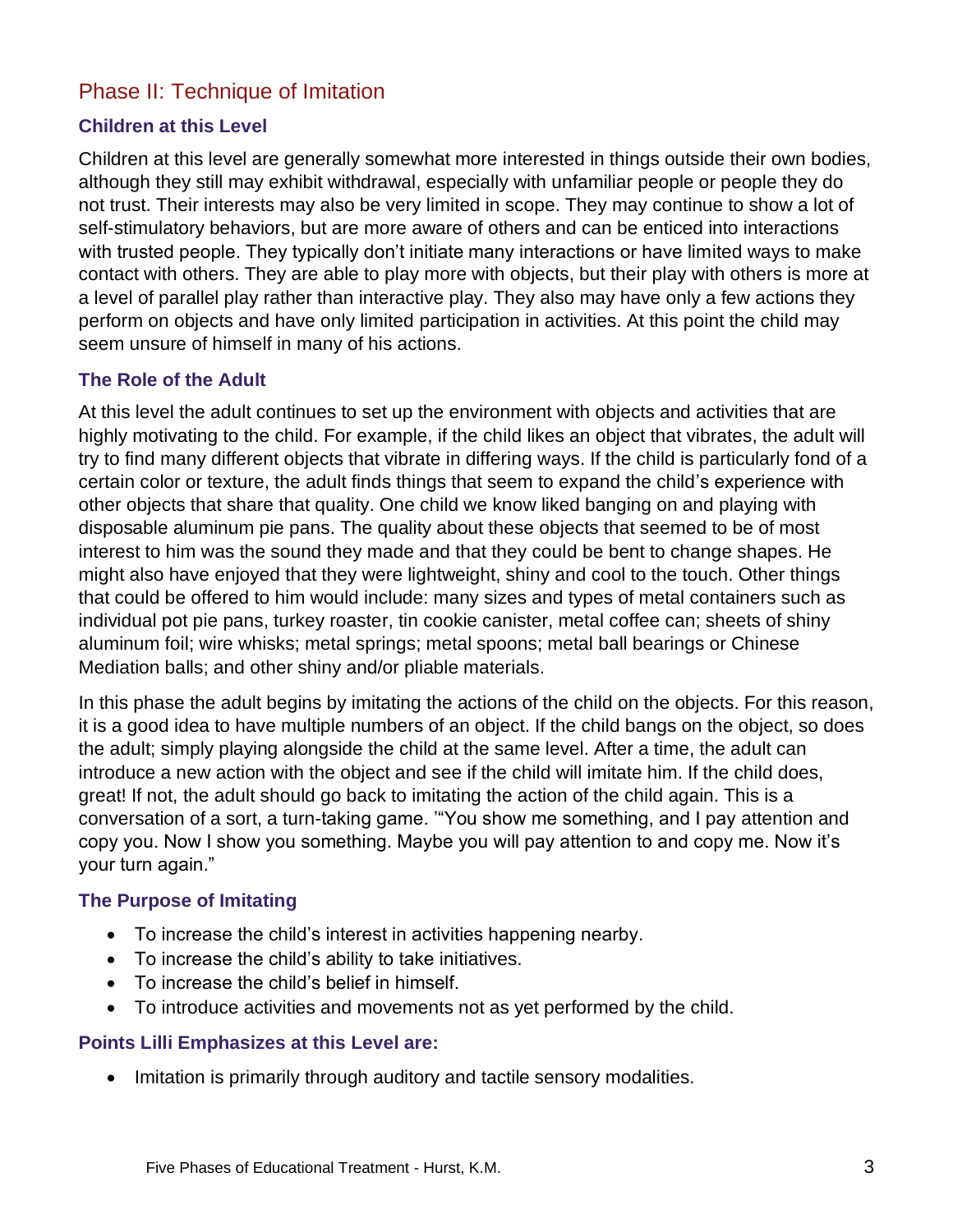## Phase II: Technique of Imitation

### Children at this Level

Children at this level are generally somewhat more interested in things outside their own bodies, although they still may exhibit withdrawal, especially with unfamiliar people or people they do not trust. Their interests may also be very limited in scope. They may continue to show a lot of self-stimulatory behaviors, but are more aware of others and can be enticed into interactions with trusted people. They typically don't initiate many interactions or have limited ways to make contact with others. They are able to play more with objects, but their play with others is more at a level of parallel play rather than interactive play. They also may have only a few actions they perform on objects and have only limited participation in activities. At this point the child may seem unsure of himself in many of his actions.

### The Role of the Adult

At this level the adult continues to set up the environment with objects and activities that are highly motivating to the child. For example, if the child likes an object that vibrates, the adult will try to find many different objects that vibrate in differing ways. If the child is particularly fond of a certain color or texture, the adult finds things that seem to expand the child's experience with other objects that share that quality. One child we know liked banging on and playing with disposable aluminum pie pans. The quality about these objects that seemed to be of most interest to him was the sound they made and that they could be bent to change shapes. He might also have enjoyed that they were lightweight, shiny and cool to the touch. Other things that could be offered to him would include: many sizes and types of metal containers such as individual pot pie pans, turkey roaster, tin cookie canister, metal coffee can; sheets of shiny aluminum foil; wire whisks; metal springs; metal spoons; metal ball bearings or Chinese Mediation balls; and other shiny and/or pliable materials.

In this phase the adult begins by imitating the actions of the child on the objects. For this reason, it is a good idea to have multiple numbers of an object. If the child bangs on the object, so does the adult; simply playing alongside the child at the same level. After a time, the adult can introduce a new action with the object and see if the child will imitate him. If the child does, great! If not, the adult should go back to imitating the action of the child again. This is a conversation of a sort, a turn-taking game. '"You show me something, and I pay attention and copy you. Now I show you something. Maybe you will pay attention to and copy me. Now it's your turn again."

### The Purpose of Imitating

- To increase the child's interest in activities happening nearby.
- To increase the child's ability to take initiatives.
- To increase the child's belief in himself.
- To introduce activities and movements not as yet performed by the child.

### Points Lilli Emphasizes at this Level are:

- Imitation is primarily through auditory and tactile sensory modalities.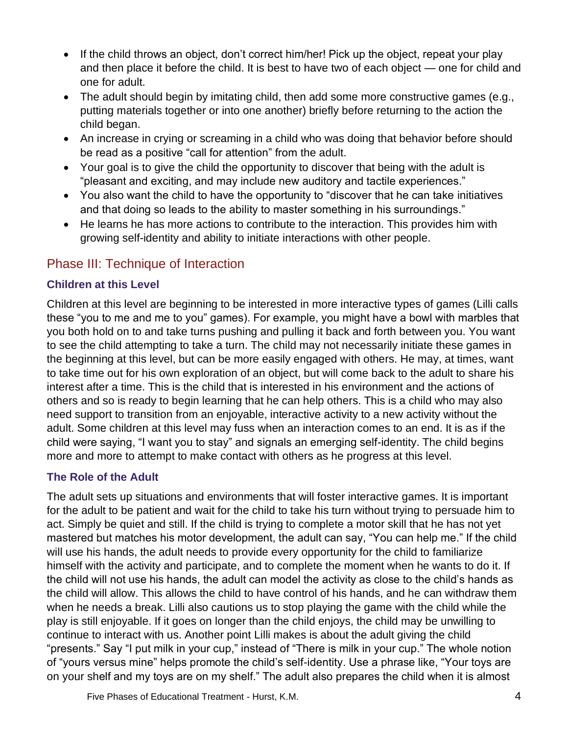- If the child throws an object, don't correct him/her! Pick up the object, repeat your play and then place it before the child. It is best to have two of each object — one for child and one for adult.
- The adult should begin by imitating child, then add some more constructive games (e.g., putting materials together or into one another) briefly before returning to the action the child began.
- An increase in crying or screaming in a child who was doing that behavior before should be read as a positive "call for attention" from the adult.
- Your goal is to give the child the opportunity to discover that being with the adult is "pleasant and exciting, and may include new auditory and tactile experiences."
- You also want the child to have the opportunity to "discover that he can take initiatives and that doing so leads to the ability to master something in his surroundings."
- He learns he has more actions to contribute to the interaction. This provides him with growing self-identity and ability to initiate interactions with other people.

## Phase III: Technique of Interaction

### Children at this Level

Children at this level are beginning to be interested in more interactive types of games (Lilli calls these "you to me and me to you" games). For example, you might have a bowl with marbles that you both hold on to and take turns pushing and pulling it back and forth between you. You want to see the child attempting to take a turn. The child may not necessarily initiate these games in the beginning at this level, but can be more easily engaged with others. He may, at times, want to take time out for his own exploration of an object, but will come back to the adult to share his interest after a time. This is the child that is interested in his environment and the actions of others and so is ready to begin learning that he can help others. This is a child who may also need support to transition from an enjoyable, interactive activity to a new activity without the adult. Some children at this level may fuss when an interaction comes to an end. It is as if the child were saying, "I want you to stay" and signals an emerging self-identity. The child begins more and more to attempt to make contact with others as he progress at this level.

### The Role of the Adult

The adult sets up situations and environments that will foster interactive games. It is important for the adult to be patient and wait for the child to take his turn without trying to persuade him to act. Simply be quiet and still. If the child is trying to complete a motor skill that he has not yet mastered but matches his motor development, the adult can say, "You can help me." If the child will use his hands, the adult needs to provide every opportunity for the child to familiarize himself with the activity and participate, and to complete the moment when he wants to do it. If the child will not use his hands, the adult can model the activity as close to the child's hands as the child will allow. This allows the child to have control of his hands, and he can withdraw them when he needs a break. Lilli also cautions us to stop playing the game with the child while the play is still enjoyable. If it goes on longer than the child enjoys, the child may be unwilling to continue to interact with us. Another point Lilli makes is about the adult giving the child "presents." Say "I put milk in your cup," instead of "There is milk in your cup." The whole notion of "yours versus mine" helps promote the child's self-identity. Use a phrase like, "Your toys are on your shelf and my toys are on my shelf." The adult also prepares the child when it is almost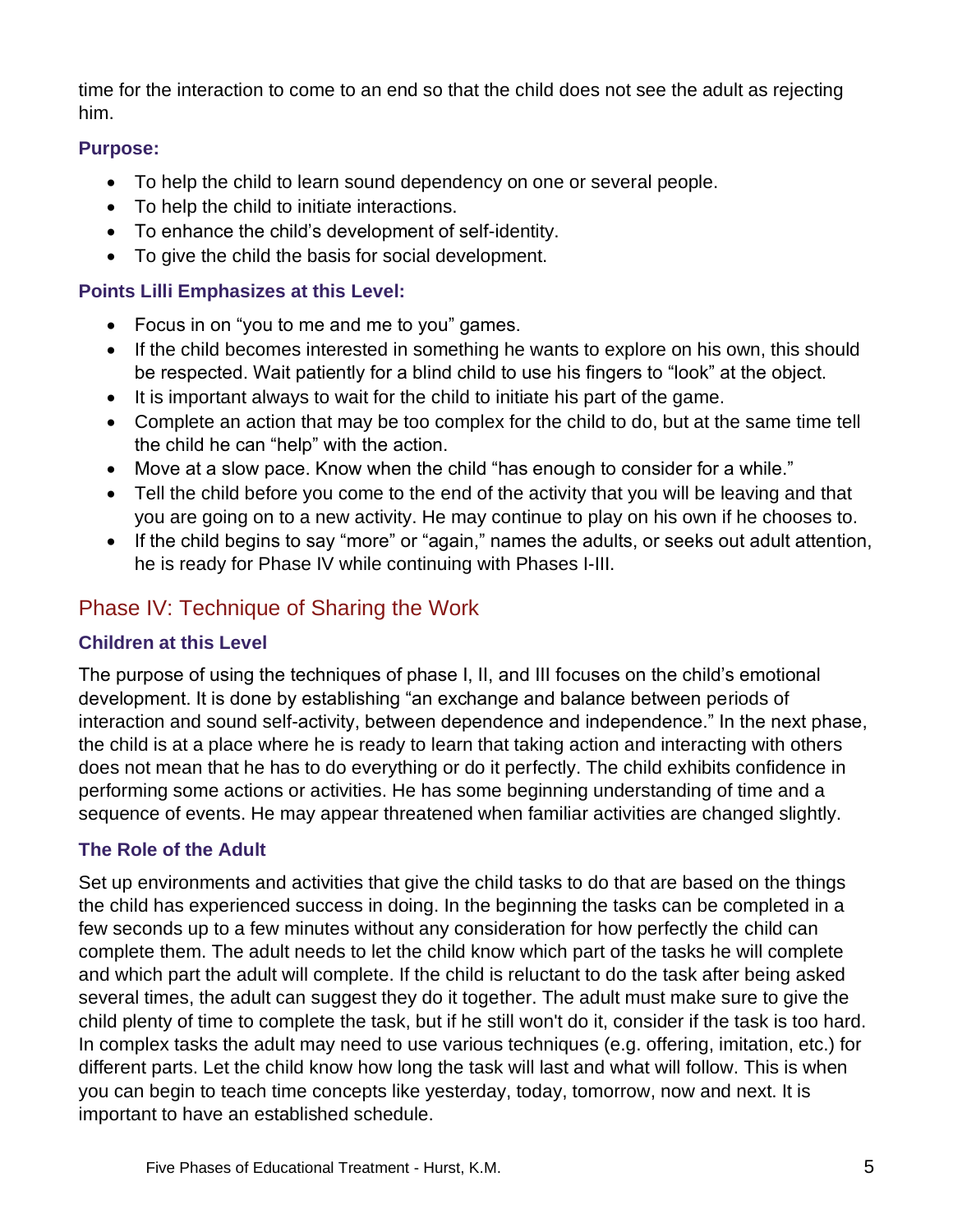time for the interaction to come to an end so that the child does not see the adult as rejecting him.

### Purpose:

- To help the child to learn sound dependency on one or several people.
- To help the child to initiate interactions.
- To enhance the child's development of self-identity.
- To give the child the basis for social development.

### Points Lilli Emphasizes at this Level:

- Focus in on "you to me and me to you" games.
- If the child becomes interested in something he wants to explore on his own, this should be respected. Wait patiently for a blind child to use his fingers to "look" at the object.
- It is important always to wait for the child to initiate his part of the game.
- Complete an action that may be too complex for the child to do, but at the same time tell the child he can "help" with the action.
- Move at a slow pace. Know when the child "has enough to consider for a while."
- Tell the child before you come to the end of the activity that you will be leaving and that you are going on to a new activity. He may continue to play on his own if he chooses to.
- If the child begins to say "more" or "again," names the adults, or seeks out adult attention, he is ready for Phase IV while continuing with Phases I-III.

## Phase IV: Technique of Sharing the Work

### Children at this Level

The purpose of using the techniques of phase I, II, and III focuses on the child's emotional development. It is done by establishing "an exchange and balance between periods of interaction and sound self-activity, between dependence and independence." In the next phase, the child is at a place where he is ready to learn that taking action and interacting with others does not mean that he has to do everything or do it perfectly. The child exhibits confidence in performing some actions or activities. He has some beginning understanding of time and a sequence of events. He may appear threatened when familiar activities are changed slightly.

### The Role of the Adult

Set up environments and activities that give the child tasks to do that are based on the things the child has experienced success in doing. In the beginning the tasks can be completed in a few seconds up to a few minutes without any consideration for how perfectly the child can complete them. The adult needs to let the child know which part of the tasks he will complete and which part the adult will complete. If the child is reluctant to do the task after being asked several times, the adult can suggest they do it together. The adult must make sure to give the child plenty of time to complete the task, but if he still won't do it, consider if the task is too hard. In complex tasks the adult may need to use various techniques (e.g. offering, imitation, etc.) for different parts. Let the child know how long the task will last and what will follow. This is when you can begin to teach time concepts like yesterday, today, tomorrow, now and next. It is important to have an established schedule.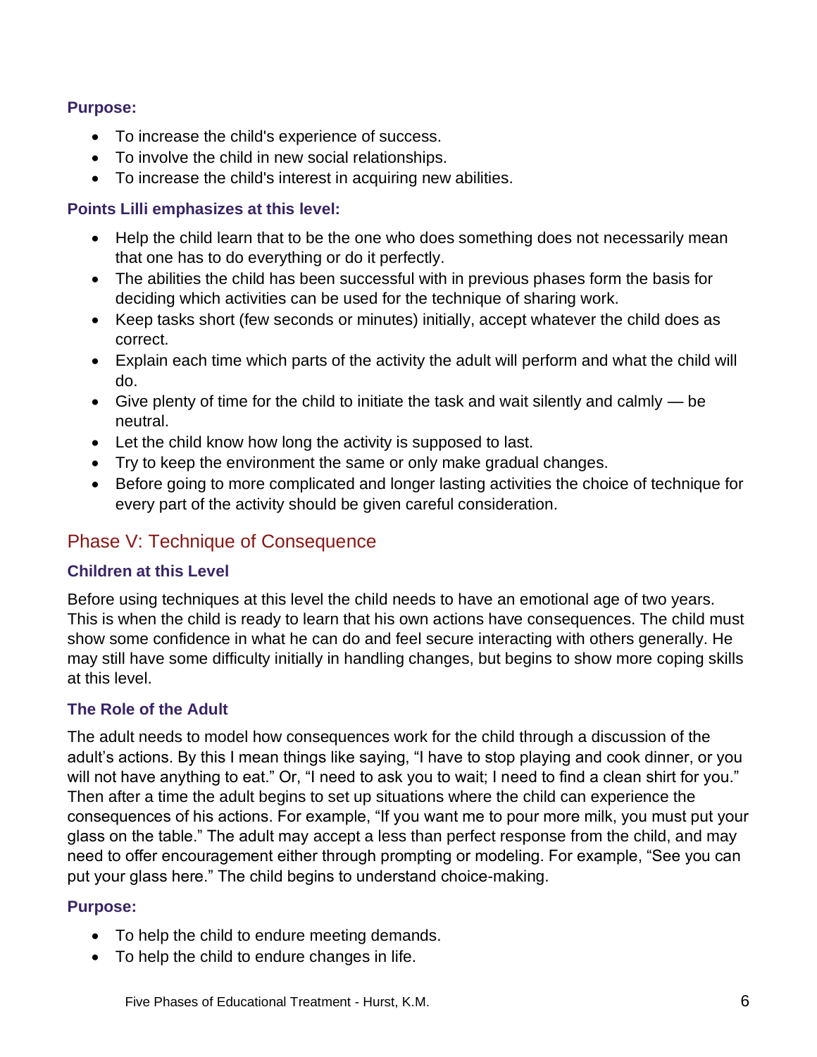### Purpose:

- To increase the child's experience of success.
- To involve the child in new social relationships.
- To increase the child's interest in acquiring new abilities.

### Points Lilli emphasizes at this level:

- Help the child learn that to be the one who does something does not necessarily mean that one has to do everything or do it perfectly.
- The abilities the child has been successful with in previous phases form the basis for deciding which activities can be used for the technique of sharing work.
- Keep tasks short (few seconds or minutes) initially, accept whatever the child does as correct.
- Explain each time which parts of the activity the adult will perform and what the child will do.
- Give plenty of time for the child to initiate the task and wait silently and calmly — be neutral.
- Let the child know how long the activity is supposed to last.
- Try to keep the environment the same or only make gradual changes.
- Before going to more complicated and longer lasting activities the choice of technique for every part of the activity should be given careful consideration.

## Phase V: Technique of Consequence

### Children at this Level

Before using techniques at this level the child needs to have an emotional age of two years. This is when the child is ready to learn that his own actions have consequences. The child must show some confidence in what he can do and feel secure interacting with others generally. He may still have some difficulty initially in handling changes, but begins to show more coping skills at this level.

### The Role of the Adult

The adult needs to model how consequences work for the child through a discussion of the adult's actions. By this I mean things like saying, "I have to stop playing and cook dinner, or you will not have anything to eat." Or, "I need to ask you to wait; I need to find a clean shirt for you." Then after a time the adult begins to set up situations where the child can experience the consequences of his actions. For example, "If you want me to pour more milk, you must put your glass on the table." The adult may accept a less than perfect response from the child, and may need to offer encouragement either through prompting or modeling. For example, "See you can put your glass here." The child begins to understand choice-making.

### Purpose:

- To help the child to endure meeting demands.
- To help the child to endure changes in life.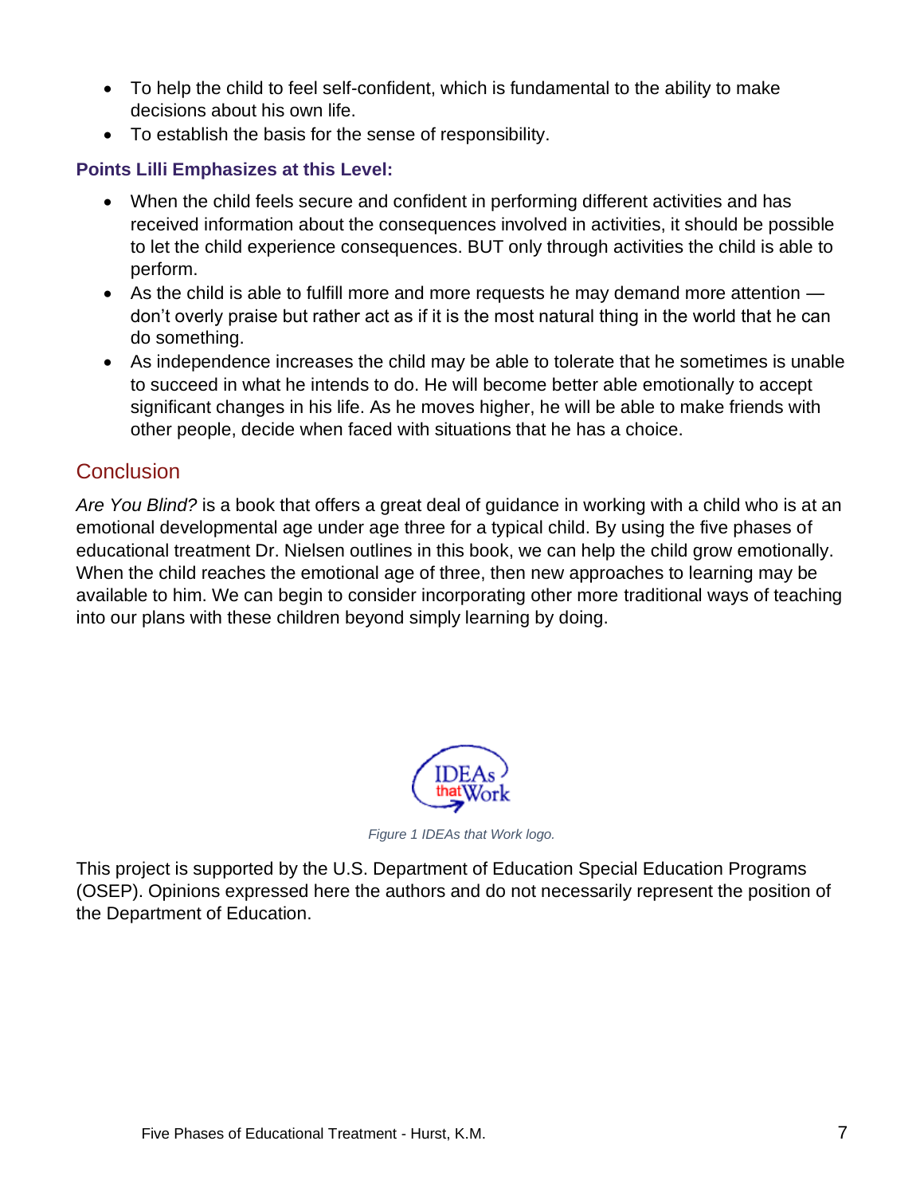- To help the child to feel self-confident, which is fundamental to the ability to make decisions about his own life.
- To establish the basis for the sense of responsibility.

### Points Lilli Emphasizes at this Level:

- When the child feels secure and confident in performing different activities and has received information about the consequences involved in activities, it should be possible to let the child experience consequences. BUT only through activities the child is able to perform.
- As the child is able to fulfill more and more requests he may demand more attention — don't overly praise but rather act as if it is the most natural thing in the world that he can do something.
- As independence increases the child may be able to tolerate that he sometimes is unable to succeed in what he intends to do. He will become better able emotionally to accept significant changes in his life. As he moves higher, he will be able to make friends with other people, decide when faced with situations that he has a choice.

## Conclusion

*Are You Blind?* is a book that offers a great deal of guidance in working with a child who is at an emotional developmental age under age three for a typical child. By using the five phases of educational treatment Dr. Nielsen outlines in this book, we can help the child grow emotionally. When the child reaches the emotional age of three, then new approaches to learning may be available to him. We can begin to consider incorporating other more traditional ways of teaching into our plans with these children beyond simply learning by doing.

*Figure 1 IDEAs that Work logo.*

This project is supported by the U.S. Department of Education Special Education Programs (OSEP). Opinions expressed here the authors and do not necessarily represent the position of the Department of Education.